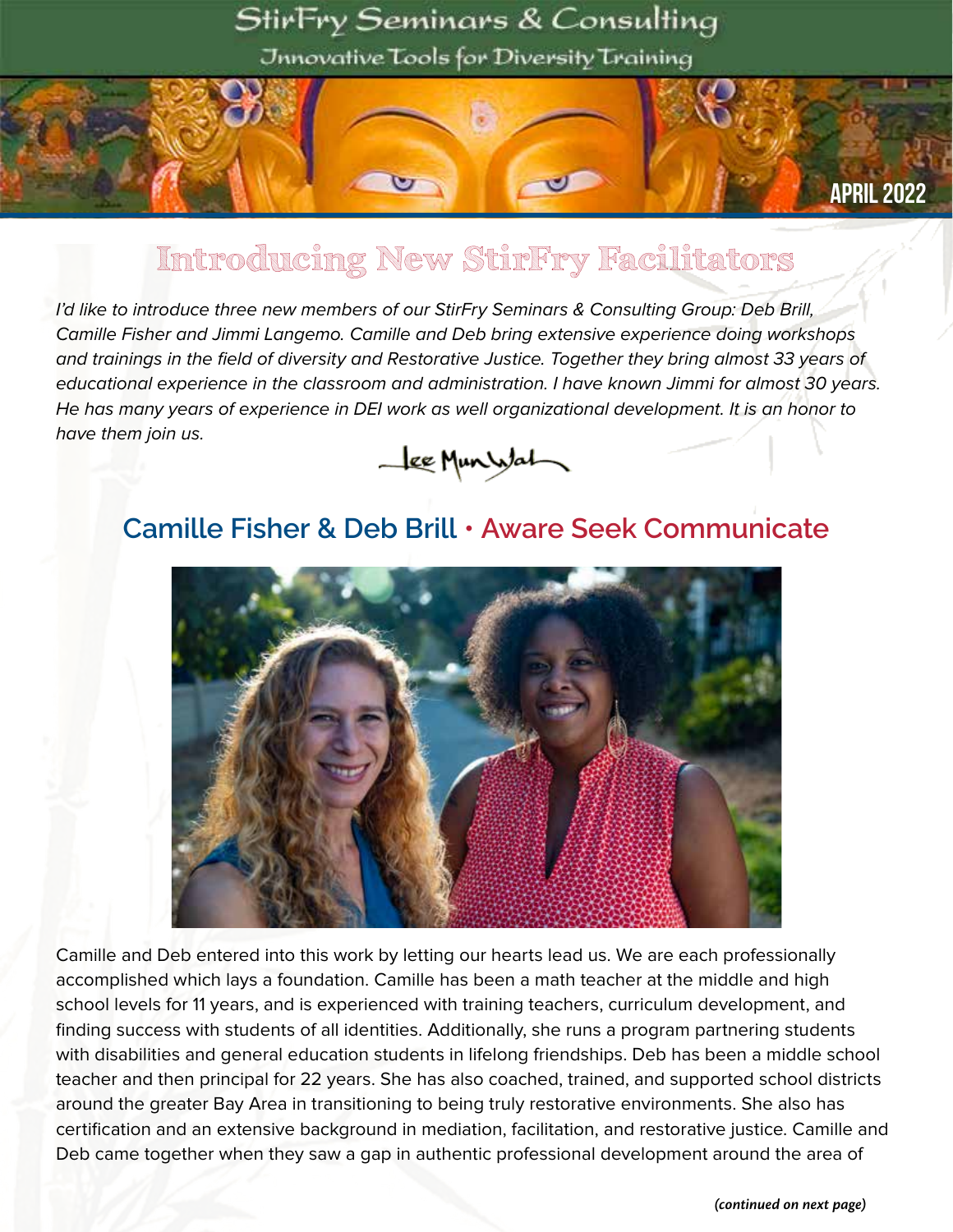# StirFry Seminars & Consulting

Innovative Tools for Diversity Training

APRIL 2022

## Introducing New StirFry Facilitators

*I'd like to introduce three new members of our StirFry Seminars & Consulting Group: Deb Brill, Camille Fisher and Jimmi Langemo. Camille and Deb bring extensive experience doing workshops and trainings in the field of diversity and Restorative Justice. Together they bring almost 33 years of educational experience in the classroom and administration. I have known Jimmi for almost 30 years. He has many years of experience in DEI work as well organizational development. It is an honor to have them join us.*

Lee Mun Wah

## Camille Fisher & Deb Brill • Aware Seek Communicate

Camille and Deb entered into this work by letting our hearts lead us. We are each professionally accomplished which lays a foundation. Camille has been a math teacher at the middle and high school levels for 11 years, and is experienced with training teachers, curriculum development, and finding success with students of all identities. Additionally, she runs a program partnering students with disabilities and general education students in lifelong friendships. Deb has been a middle school teacher and then principal for 22 years. She has also coached, trained, and supported school districts around the greater Bay Area in transitioning to being truly restorative environments. She also has certification and an extensive background in mediation, facilitation, and restorative justice. Camille and Deb came together when they saw a gap in authentic professional development around the area of

***(continued on next page)***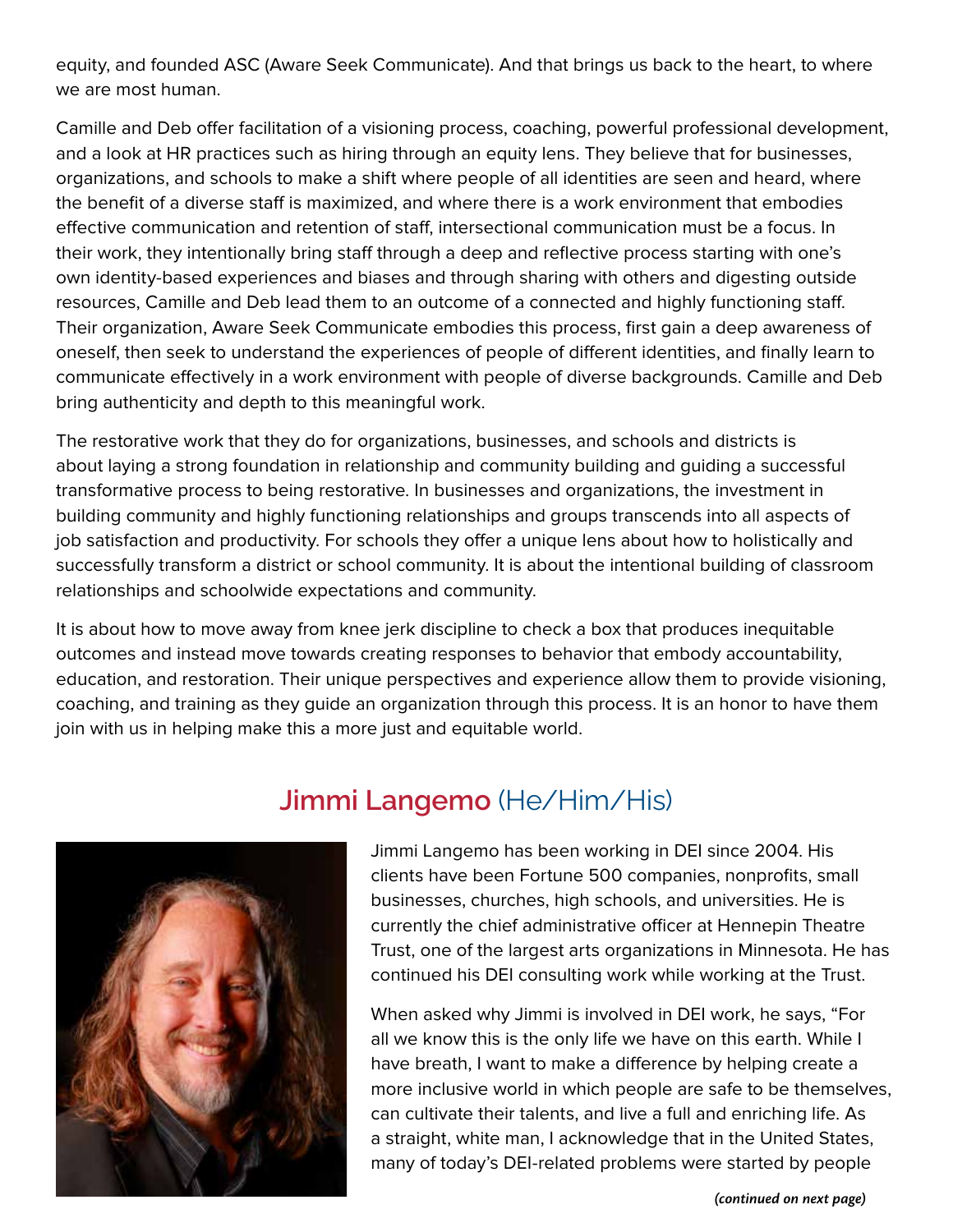equity, and founded ASC (Aware Seek Communicate). And that brings us back to the heart, to where we are most human.

Camille and Deb offer facilitation of a visioning process, coaching, powerful professional development, and a look at HR practices such as hiring through an equity lens. They believe that for businesses, organizations, and schools to make a shift where people of all identities are seen and heard, where the benefit of a diverse staff is maximized, and where there is a work environment that embodies effective communication and retention of staff, intersectional communication must be a focus. In their work, they intentionally bring staff through a deep and reflective process starting with one's own identity-based experiences and biases and through sharing with others and digesting outside resources, Camille and Deb lead them to an outcome of a connected and highly functioning staff. Their organization, Aware Seek Communicate embodies this process, first gain a deep awareness of oneself, then seek to understand the experiences of people of different identities, and finally learn to communicate effectively in a work environment with people of diverse backgrounds. Camille and Deb bring authenticity and depth to this meaningful work.

The restorative work that they do for organizations, businesses, and schools and districts is about laying a strong foundation in relationship and community building and guiding a successful transformative process to being restorative. In businesses and organizations, the investment in building community and highly functioning relationships and groups transcends into all aspects of job satisfaction and productivity. For schools they offer a unique lens about how to holistically and successfully transform a district or school community. It is about the intentional building of classroom relationships and schoolwide expectations and community.

It is about how to move away from knee jerk discipline to check a box that produces inequitable outcomes and instead move towards creating responses to behavior that embody accountability, education, and restoration. Their unique perspectives and experience allow them to provide visioning, coaching, and training as they guide an organization through this process. It is an honor to have them join with us in helping make this a more just and equitable world.

## Jimmi Langemo (He/Him/His)

Jimmi Langemo has been working in DEI since 2004. His clients have been Fortune 500 companies, nonprofits, small businesses, churches, high schools, and universities. He is currently the chief administrative officer at Hennepin Theatre Trust, one of the largest arts organizations in Minnesota. He has continued his DEI consulting work while working at the Trust.

When asked why Jimmi is involved in DEI work, he says, "For all we know this is the only life we have on this earth. While I have breath, I want to make a difference by helping create a more inclusive world in which people are safe to be themselves, can cultivate their talents, and live a full and enriching life. As a straight, white man, I acknowledge that in the United States, many of today's DEI-related problems were started by people

*(continued on next page)*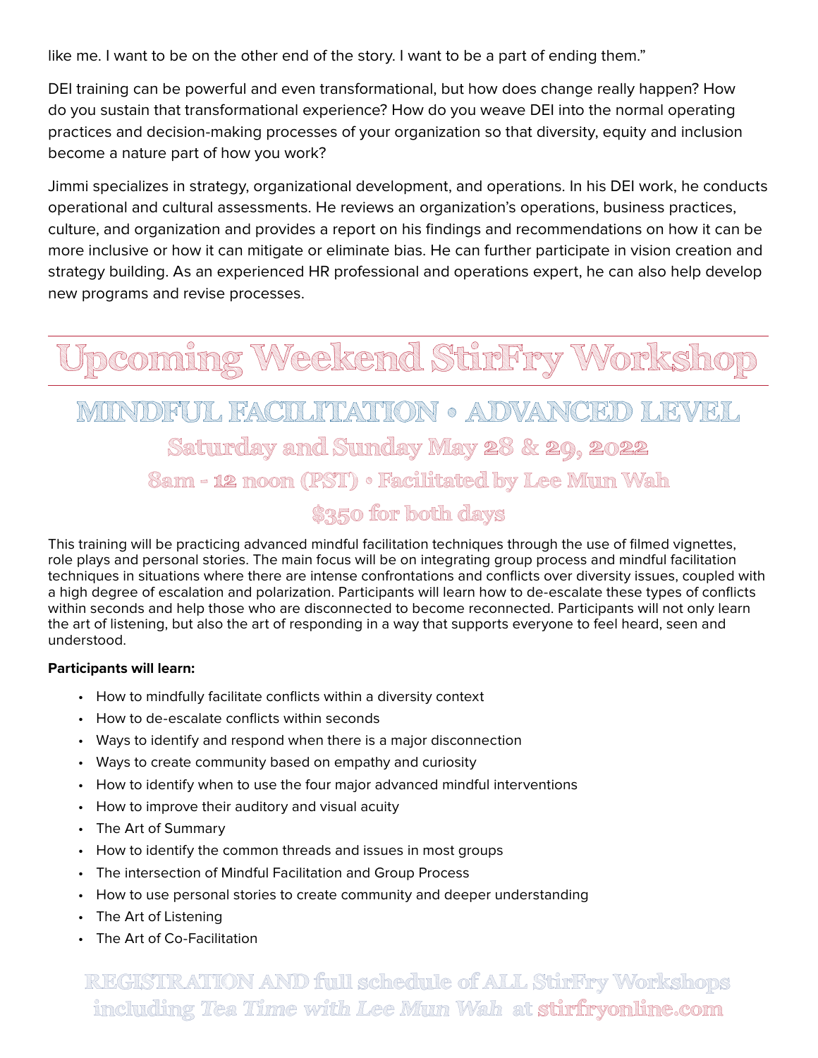like me. I want to be on the other end of the story. I want to be a part of ending them."

DEI training can be powerful and even transformational, but how does change really happen? How do you sustain that transformational experience? How do you weave DEI into the normal operating practices and decision-making processes of your organization so that diversity, equity and inclusion become a nature part of how you work?

Jimmi specializes in strategy, organizational development, and operations. In his DEI work, he conducts operational and cultural assessments. He reviews an organization's operations, business practices, culture, and organization and provides a report on his findings and recommendations on how it can be more inclusive or how it can mitigate or eliminate bias. He can further participate in vision creation and strategy building. As an experienced HR professional and operations expert, he can also help develop new programs and revise processes.

# Upcoming Weekend StirFry Workshop

## MINDFUL FACILITATION • ADVANCED LEVEL

### Saturday and Sunday May 28 & 29, 2022

### 8am - 12 noon (PST) • Facilitated by Lee Mun Wah

### $350 for both days

This training will be practicing advanced mindful facilitation techniques through the use of filmed vignettes, role plays and personal stories. The main focus will be on integrating group process and mindful facilitation techniques in situations where there are intense confrontations and conflicts over diversity issues, coupled with a high degree of escalation and polarization. Participants will learn how to de-escalate these types of conflicts within seconds and help those who are disconnected to become reconnected. Participants will not only learn the art of listening, but also the art of responding in a way that supports everyone to feel heard, seen and understood.

**Participants will learn:**

- How to mindfully facilitate conflicts within a diversity context
- How to de-escalate conflicts within seconds
- Ways to identify and respond when there is a major disconnection
- Ways to create community based on empathy and curiosity
- How to identify when to use the four major advanced mindful interventions
- How to improve their auditory and visual acuity
- The Art of Summary
- How to identify the common threads and issues in most groups
- The intersection of Mindful Facilitation and Group Process
- How to use personal stories to create community and deeper understanding
- The Art of Listening
- The Art of Co-Facilitation

REGISTRATION AND full schedule of ALL StirFry Workshops including *Tea Time with Lee Mun Wah* at stirfryonline.com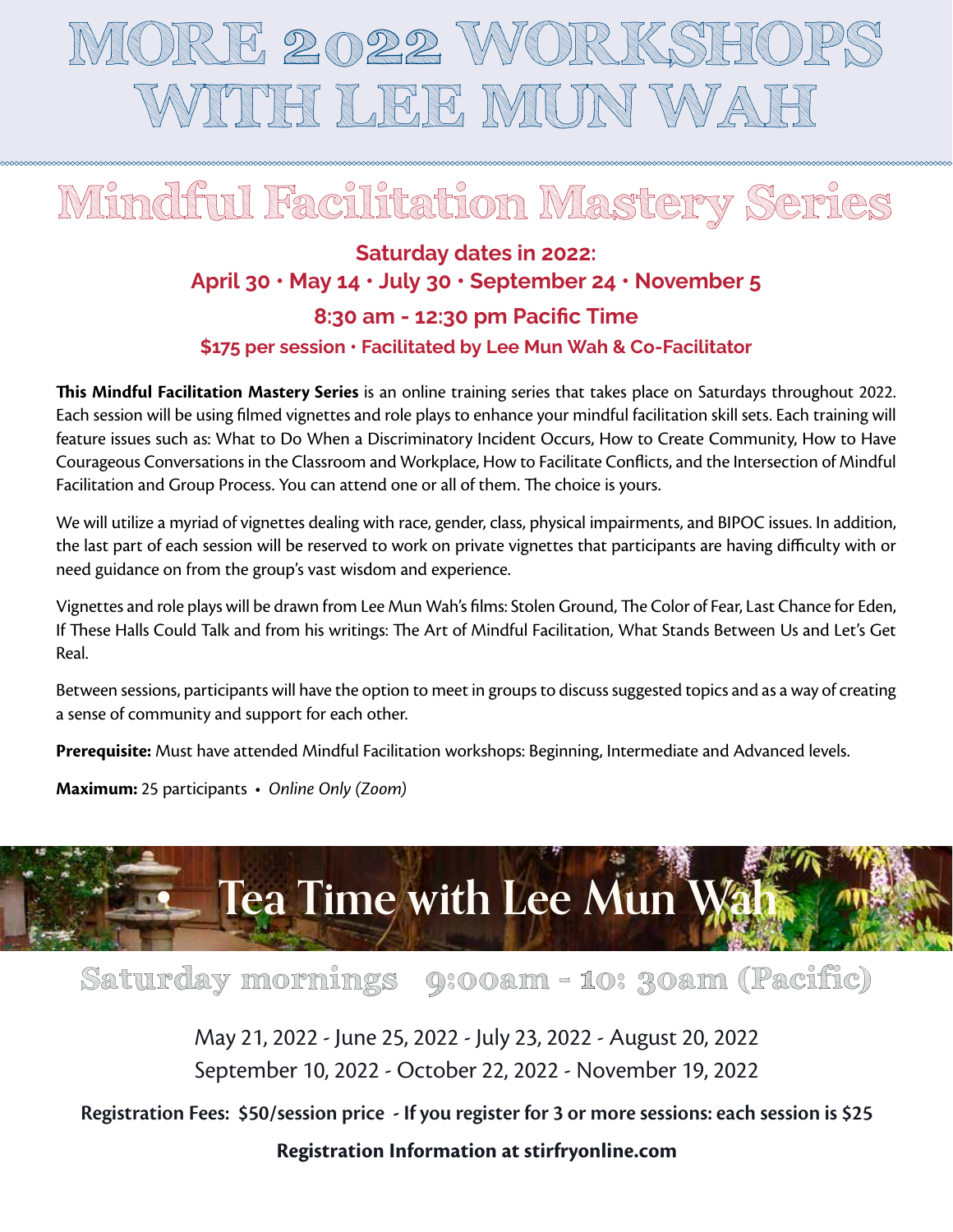# MORE 2022 WORKSHOPS WITH LEE MUN WAH

## Mindful Facilitation Mastery Series

**Saturday dates in 2022:**
**April 30 • May 14 • July 30 • September 24 • November 5**

**8:30 am - 12:30 pm Pacific Time**

**$175 per session • Facilitated by Lee Mun Wah & Co-Facilitator**

**This Mindful Facilitation Mastery Series** is an online training series that takes place on Saturdays throughout 2022. Each session will be using filmed vignettes and role plays to enhance your mindful facilitation skill sets. Each training will feature issues such as: What to Do When a Discriminatory Incident Occurs, How to Create Community, How to Have Courageous Conversations in the Classroom and Workplace, How to Facilitate Conflicts, and the Intersection of Mindful Facilitation and Group Process. You can attend one or all of them. The choice is yours.

We will utilize a myriad of vignettes dealing with race, gender, class, physical impairments, and BIPOC issues. In addition, the last part of each session will be reserved to work on private vignettes that participants are having difficulty with or need guidance on from the group's vast wisdom and experience.

Vignettes and role plays will be drawn from Lee Mun Wah's films: Stolen Ground, The Color of Fear, Last Chance for Eden, If These Halls Could Talk and from his writings: The Art of Mindful Facilitation, What Stands Between Us and Let's Get Real.

Between sessions, participants will have the option to meet in groups to discuss suggested topics and as a way of creating a sense of community and support for each other.

**Prerequisite:** Must have attended Mindful Facilitation workshops: Beginning, Intermediate and Advanced levels.

**Maximum:** 25 participants • *Online Only (Zoom)*

## Tea Time with Lee Mun Wah

### Saturday mornings 9:00am - 10: 30am (Pacific)

May 21, 2022 - June 25, 2022 - July 23, 2022 - August 20, 2022
September 10, 2022 - October 22, 2022 - November 19, 2022

**Registration Fees: $50/session price - If you register for 3 or more sessions: each session is $25**

**Registration Information at stirfryonline.com**